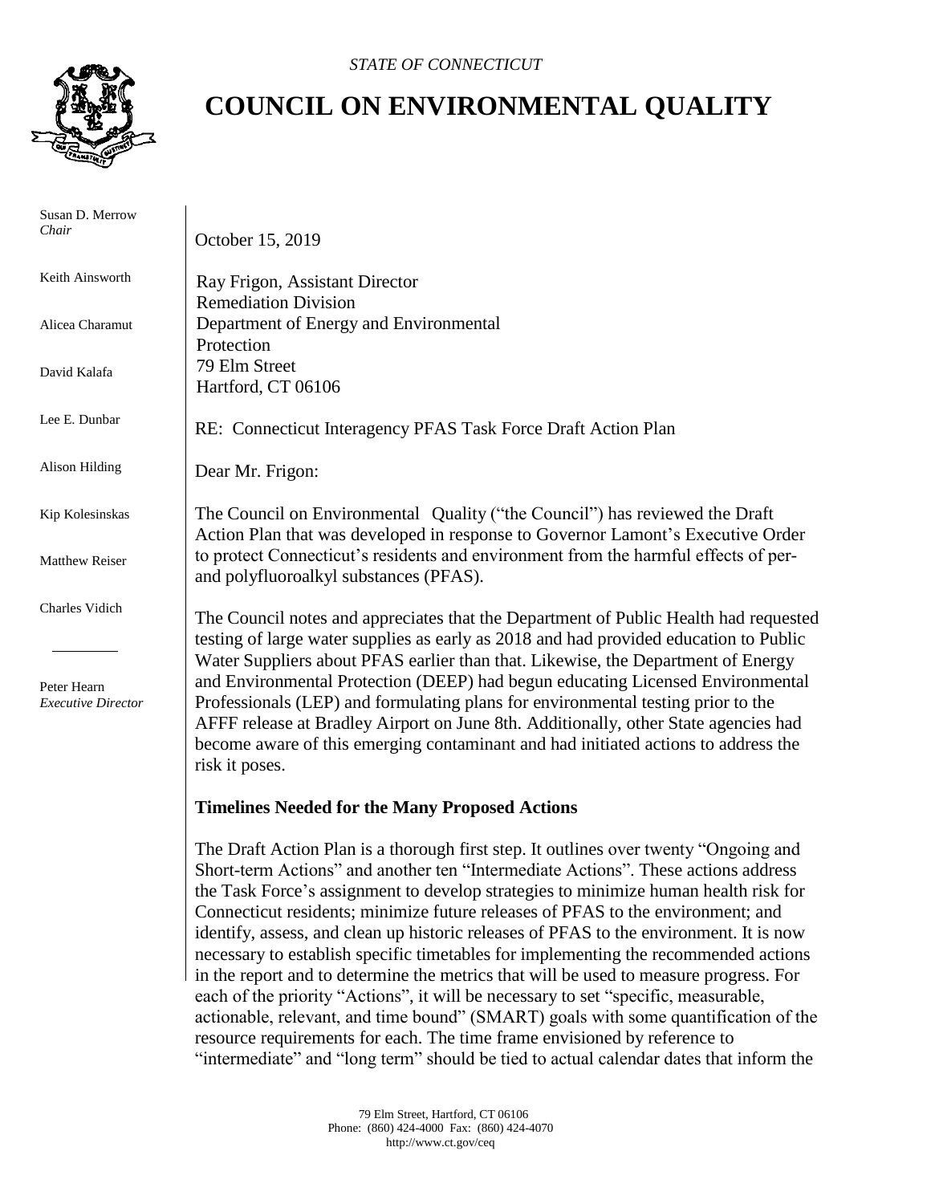*STATE OF CONNECTICUT*

# COUNCIL ON ENVIRONMENTAL QUALITY

Susan D. Merrow
*Chair*

Keith Ainsworth

Alicea Charamut

David Kalafa

Lee E. Dunbar

Alison Hilding

Kip Kolesinskas

Matthew Reiser

Charles Vidich

Peter Hearn
*Executive Director*

October 15, 2019

Ray Frigon, Assistant Director
Remediation Division
Department of Energy and Environmental Protection
79 Elm Street
Hartford, CT 06106

RE: Connecticut Interagency PFAS Task Force Draft Action Plan

Dear Mr. Frigon:

The Council on Environmental Quality ("the Council") has reviewed the Draft Action Plan that was developed in response to Governor Lamont's Executive Order to protect Connecticut's residents and environment from the harmful effects of per- and polyfluoroalkyl substances (PFAS).

The Council notes and appreciates that the Department of Public Health had requested testing of large water supplies as early as 2018 and had provided education to Public Water Suppliers about PFAS earlier than that. Likewise, the Department of Energy and Environmental Protection (DEEP) had begun educating Licensed Environmental Professionals (LEP) and formulating plans for environmental testing prior to the AFFF release at Bradley Airport on June 8th. Additionally, other State agencies had become aware of this emerging contaminant and had initiated actions to address the risk it poses.

**Timelines Needed for the Many Proposed Actions**

The Draft Action Plan is a thorough first step. It outlines over twenty "Ongoing and Short-term Actions" and another ten "Intermediate Actions". These actions address the Task Force's assignment to develop strategies to minimize human health risk for Connecticut residents; minimize future releases of PFAS to the environment; and identify, assess, and clean up historic releases of PFAS to the environment. It is now necessary to establish specific timetables for implementing the recommended actions in the report and to determine the metrics that will be used to measure progress. For each of the priority "Actions", it will be necessary to set "specific, measurable, actionable, relevant, and time bound" (SMART) goals with some quantification of the resource requirements for each. The time frame envisioned by reference to "intermediate" and "long term" should be tied to actual calendar dates that inform the

79 Elm Street, Hartford, CT 06106
Phone: (860) 424-4000 Fax: (860) 424-4070
http://www.ct.gov/ceq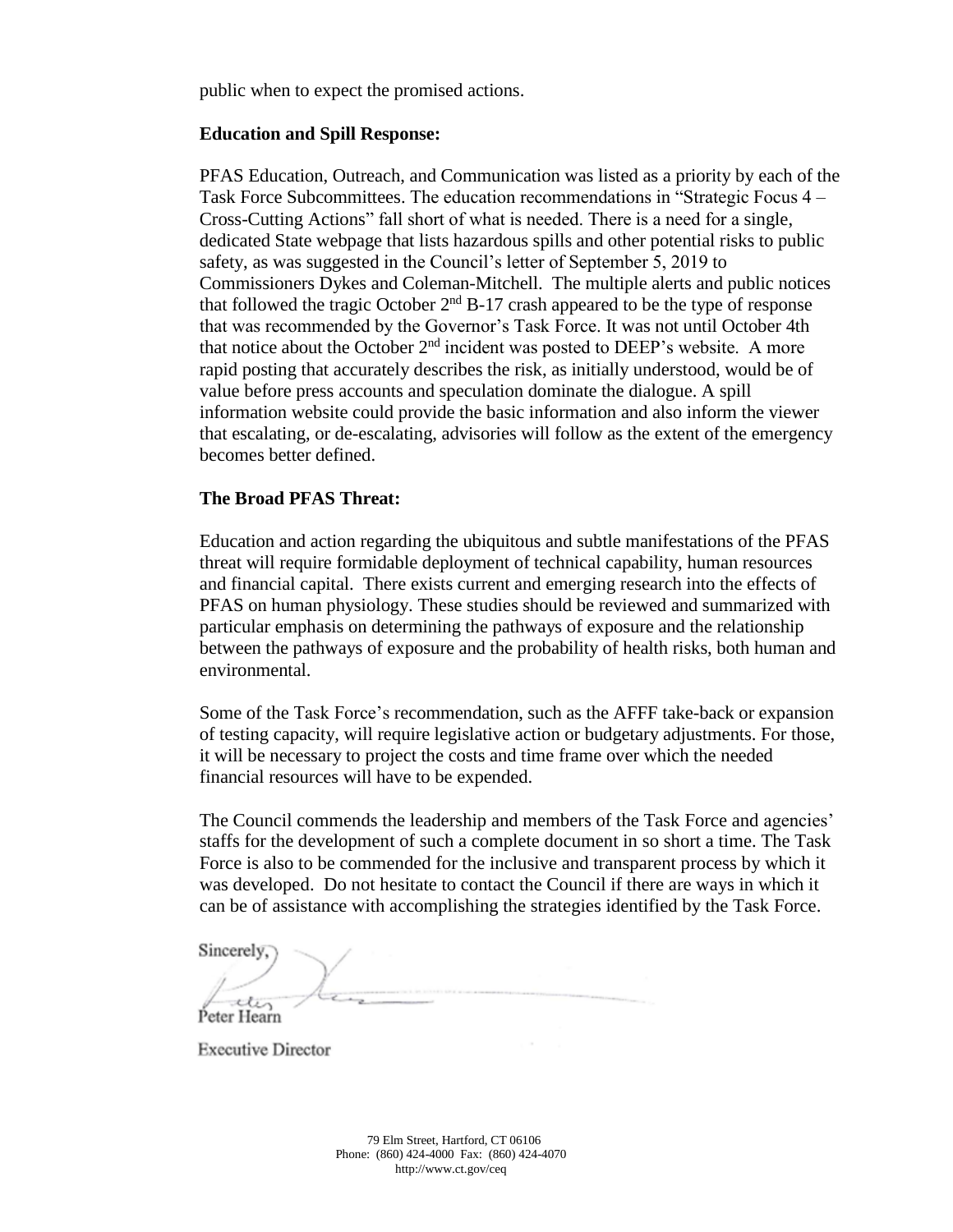public when to expect the promised actions.

**Education and Spill Response:**

PFAS Education, Outreach, and Communication was listed as a priority by each of the Task Force Subcommittees. The education recommendations in "Strategic Focus 4 – Cross-Cutting Actions" fall short of what is needed. There is a need for a single, dedicated State webpage that lists hazardous spills and other potential risks to public safety, as was suggested in the Council's letter of September 5, 2019 to Commissioners Dykes and Coleman-Mitchell. The multiple alerts and public notices that followed the tragic October 2nd B-17 crash appeared to be the type of response that was recommended by the Governor's Task Force. It was not until October 4th that notice about the October 2nd incident was posted to DEEP's website. A more rapid posting that accurately describes the risk, as initially understood, would be of value before press accounts and speculation dominate the dialogue. A spill information website could provide the basic information and also inform the viewer that escalating, or de-escalating, advisories will follow as the extent of the emergency becomes better defined.

**The Broad PFAS Threat:**

Education and action regarding the ubiquitous and subtle manifestations of the PFAS threat will require formidable deployment of technical capability, human resources and financial capital. There exists current and emerging research into the effects of PFAS on human physiology. These studies should be reviewed and summarized with particular emphasis on determining the pathways of exposure and the relationship between the pathways of exposure and the probability of health risks, both human and environmental.

Some of the Task Force's recommendation, such as the AFFF take-back or expansion of testing capacity, will require legislative action or budgetary adjustments. For those, it will be necessary to project the costs and time frame over which the needed financial resources will have to be expended.

The Council commends the leadership and members of the Task Force and agencies' staffs for the development of such a complete document in so short a time. The Task Force is also to be commended for the inclusive and transparent process by which it was developed. Do not hesitate to contact the Council if there are ways in which it can be of assistance with accomplishing the strategies identified by the Task Force.

Sincerely,

Peter Hearn

Executive Director

79 Elm Street, Hartford, CT 06106
Phone: (860) 424-4000 Fax: (860) 424-4070
http://www.ct.gov/ceq